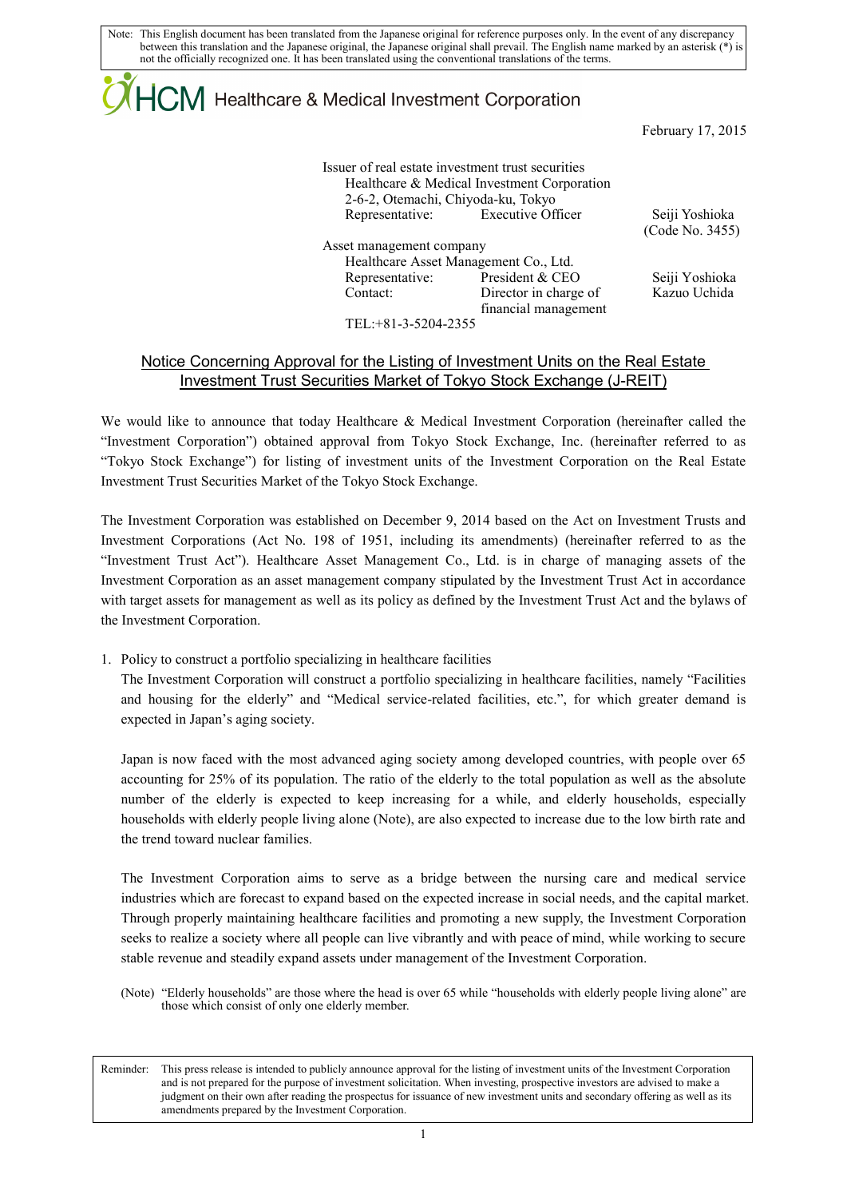Note: This English document has been translated from the Japanese original for reference purposes only. In the event of any discrepancy between this translation and the Japanese original, the Japanese original shall prevail. The English name marked by an asterisk (*) is not the officially recognized one. It has been translated using the conventional translations of the terms.

HCM Healthcare & Medical Investment Corporation

February 17, 2015

Issuer of real estate investment trust securities
Healthcare & Medical Investment Corporation
2-6-2, Otemachi, Chiyoda-ku, Tokyo
Representative: Executive Officer Seiji Yoshioka
(Code No. 3455)

Asset management company
Healthcare Asset Management Co., Ltd.
Representative: President & CEO Seiji Yoshioka
Contact: Director in charge of financial management Kazuo Uchida
TEL:+81-3-5204-2355

## Notice Concerning Approval for the Listing of Investment Units on the Real Estate Investment Trust Securities Market of Tokyo Stock Exchange (J-REIT)

We would like to announce that today Healthcare & Medical Investment Corporation (hereinafter called the "Investment Corporation") obtained approval from Tokyo Stock Exchange, Inc. (hereinafter referred to as "Tokyo Stock Exchange") for listing of investment units of the Investment Corporation on the Real Estate Investment Trust Securities Market of the Tokyo Stock Exchange.

The Investment Corporation was established on December 9, 2014 based on the Act on Investment Trusts and Investment Corporations (Act No. 198 of 1951, including its amendments) (hereinafter referred to as the "Investment Trust Act"). Healthcare Asset Management Co., Ltd. is in charge of managing assets of the Investment Corporation as an asset management company stipulated by the Investment Trust Act in accordance with target assets for management as well as its policy as defined by the Investment Trust Act and the bylaws of the Investment Corporation.

1. Policy to construct a portfolio specializing in healthcare facilities

   The Investment Corporation will construct a portfolio specializing in healthcare facilities, namely "Facilities and housing for the elderly" and "Medical service-related facilities, etc.", for which greater demand is expected in Japan's aging society.

   Japan is now faced with the most advanced aging society among developed countries, with people over 65 accounting for 25% of its population. The ratio of the elderly to the total population as well as the absolute number of the elderly is expected to keep increasing for a while, and elderly households, especially households with elderly people living alone (Note), are also expected to increase due to the low birth rate and the trend toward nuclear families.

   The Investment Corporation aims to serve as a bridge between the nursing care and medical service industries which are forecast to expand based on the expected increase in social needs, and the capital market. Through properly maintaining healthcare facilities and promoting a new supply, the Investment Corporation seeks to realize a society where all people can live vibrantly and with peace of mind, while working to secure stable revenue and steadily expand assets under management of the Investment Corporation.

   (Note) "Elderly households" are those where the head is over 65 while "households with elderly people living alone" are those which consist of only one elderly member.

Reminder: This press release is intended to publicly announce approval for the listing of investment units of the Investment Corporation and is not prepared for the purpose of investment solicitation. When investing, prospective investors are advised to make a judgment on their own after reading the prospectus for issuance of new investment units and secondary offering as well as its amendments prepared by the Investment Corporation.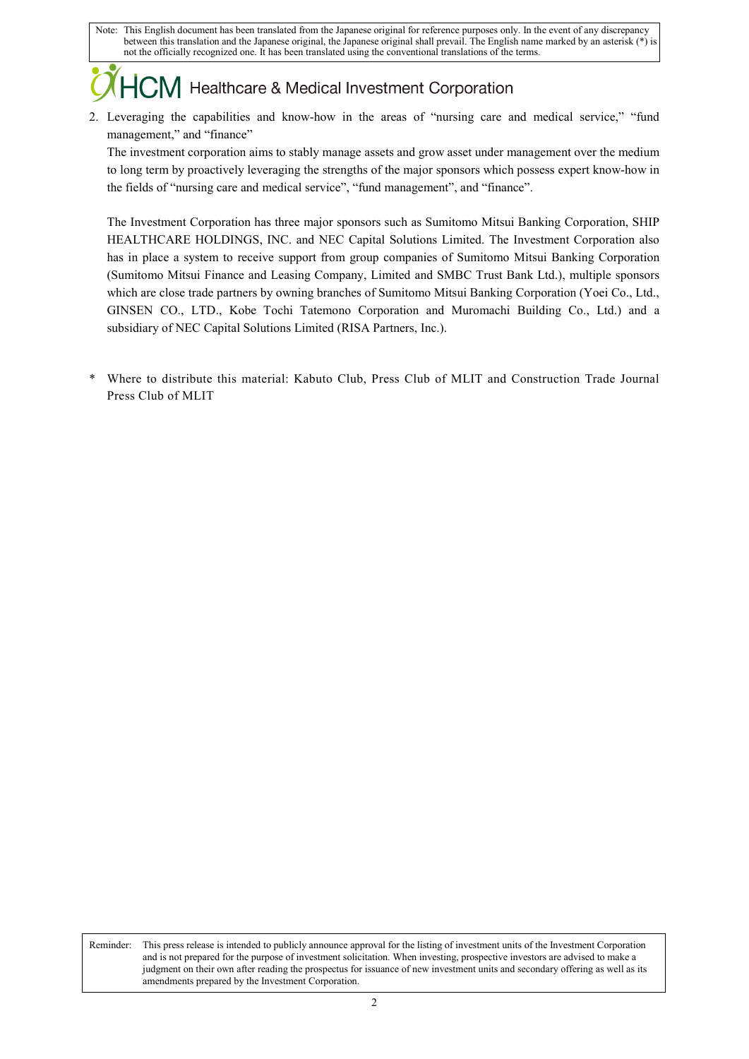Note: This English document has been translated from the Japanese original for reference purposes only. In the event of any discrepancy between this translation and the Japanese original, the Japanese original shall prevail. The English name marked by an asterisk (*) is not the officially recognized one. It has been translated using the conventional translations of the terms.

HCM Healthcare & Medical Investment Corporation

2. Leveraging the capabilities and know-how in the areas of "nursing care and medical service," "fund management," and "finance"

   The investment corporation aims to stably manage assets and grow asset under management over the medium to long term by proactively leveraging the strengths of the major sponsors which possess expert know-how in the fields of "nursing care and medical service", "fund management", and "finance".

   The Investment Corporation has three major sponsors such as Sumitomo Mitsui Banking Corporation, SHIP HEALTHCARE HOLDINGS, INC. and NEC Capital Solutions Limited. The Investment Corporation also has in place a system to receive support from group companies of Sumitomo Mitsui Banking Corporation (Sumitomo Mitsui Finance and Leasing Company, Limited and SMBC Trust Bank Ltd.), multiple sponsors which are close trade partners by owning branches of Sumitomo Mitsui Banking Corporation (Yoei Co., Ltd., GINSEN CO., LTD., Kobe Tochi Tatemono Corporation and Muromachi Building Co., Ltd.) and a subsidiary of NEC Capital Solutions Limited (RISA Partners, Inc.).

\* Where to distribute this material: Kabuto Club, Press Club of MLIT and Construction Trade Journal Press Club of MLIT

Reminder: This press release is intended to publicly announce approval for the listing of investment units of the Investment Corporation and is not prepared for the purpose of investment solicitation. When investing, prospective investors are advised to make a judgment on their own after reading the prospectus for issuance of new investment units and secondary offering as well as its amendments prepared by the Investment Corporation.